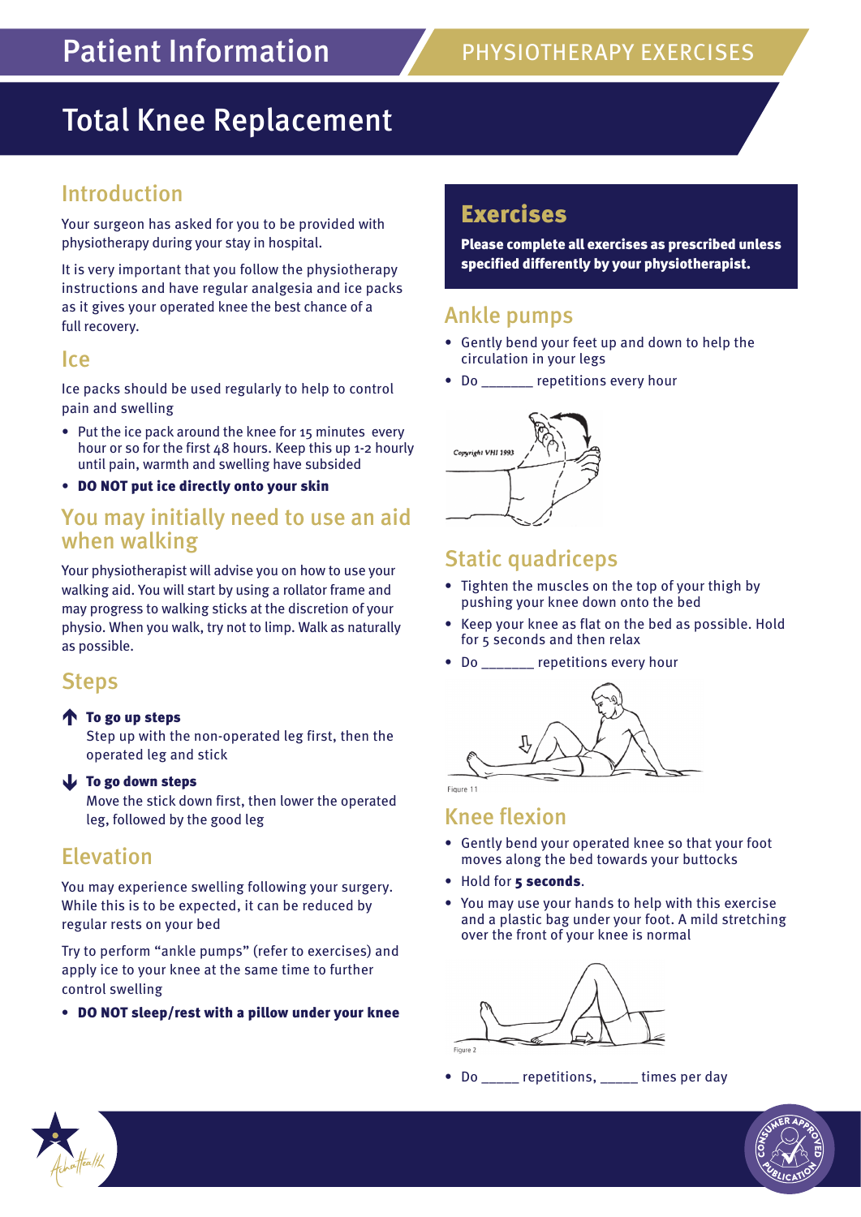Patient Information

PHYSIOTHERAPY EXERCISES

# Total Knee Replacement

## Introduction

Your surgeon has asked for you to be provided with physiotherapy during your stay in hospital.

It is very important that you follow the physiotherapy instructions and have regular analgesia and ice packs as it gives your operated knee the best chance of a full recovery.

## Ice

Ice packs should be used regularly to help to control pain and swelling

- Put the ice pack around the knee for 15 minutes every hour or so for the first 48 hours. Keep this up 1-2 hourly until pain, warmth and swelling have subsided
- **DO NOT put ice directly onto your skin**

## You may initially need to use an aid when walking

Your physiotherapist will advise you on how to use your walking aid. You will start by using a rollator frame and may progress to walking sticks at the discretion of your physio. When you walk, try not to limp. Walk as naturally as possible.

## Steps

**To go up steps**
Step up with the non-operated leg first, then the operated leg and stick

**To go down steps**
Move the stick down first, then lower the operated leg, followed by the good leg

## Elevation

You may experience swelling following your surgery. While this is to be expected, it can be reduced by regular rests on your bed

Try to perform "ankle pumps" (refer to exercises) and apply ice to your knee at the same time to further control swelling

- **DO NOT sleep/rest with a pillow under your knee**

## Exercises

**Please complete all exercises as prescribed unless specified differently by your physiotherapist.**

### Ankle pumps

- Gently bend your feet up and down to help the circulation in your legs
- Do _______ repetitions every hour

Copyright VHI 1993

### Static quadriceps

- Tighten the muscles on the top of your thigh by pushing your knee down onto the bed
- Keep your knee as flat on the bed as possible. Hold for 5 seconds and then relax
- Do _______ repetitions every hour

Figure 11

### Knee flexion

- Gently bend your operated knee so that your foot moves along the bed towards your buttocks
- Hold for **5 seconds**.
- You may use your hands to help with this exercise and a plastic bag under your foot. A mild stretching over the front of your knee is normal

Figure 2

- Do _____ repetitions, _____ times per day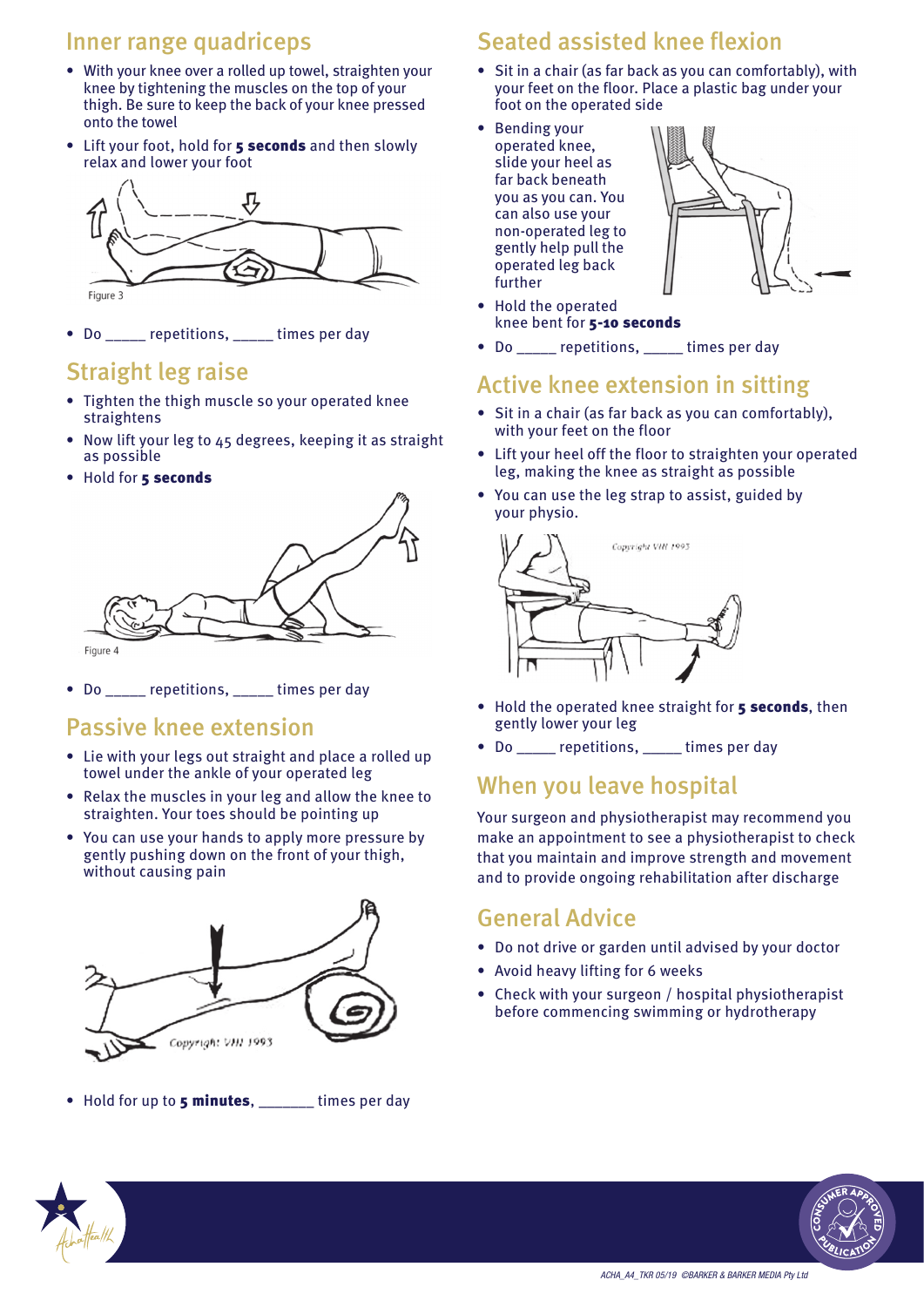## Inner range quadriceps

- With your knee over a rolled up towel, straighten your knee by tightening the muscles on the top of your thigh. Be sure to keep the back of your knee pressed onto the towel
- Lift your foot, hold for **5 seconds** and then slowly relax and lower your foot

Figure 3

- Do _____ repetitions, _____ times per day

## Straight leg raise

- Tighten the thigh muscle so your operated knee straightens
- Now lift your leg to 45 degrees, keeping it as straight as possible
- Hold for **5 seconds**

Figure 4

- Do _____ repetitions, _____ times per day

## Passive knee extension

- Lie with your legs out straight and place a rolled up towel under the ankle of your operated leg
- Relax the muscles in your leg and allow the knee to straighten. Your toes should be pointing up
- You can use your hands to apply more pressure by gently pushing down on the front of your thigh, without causing pain

Copyright VHI 1993

- Hold for up to **5 minutes**, _______ times per day

## Seated assisted knee flexion

- Sit in a chair (as far back as you can comfortably), with your feet on the floor. Place a plastic bag under your foot on the operated side
- Bending your operated knee, slide your heel as far back beneath you as you can. You can also use your non-operated leg to gently help pull the operated leg back further
- Hold the operated knee bent for **5-10 seconds**
- Do _____ repetitions, _____ times per day

## Active knee extension in sitting

- Sit in a chair (as far back as you can comfortably), with your feet on the floor
- Lift your heel off the floor to straighten your operated leg, making the knee as straight as possible
- You can use the leg strap to assist, guided by your physio.

Copyright VHI 1993

- Hold the operated knee straight for **5 seconds**, then gently lower your leg
- Do _____ repetitions, _____ times per day

## When you leave hospital

Your surgeon and physiotherapist may recommend you make an appointment to see a physiotherapist to check that you maintain and improve strength and movement and to provide ongoing rehabilitation after discharge

## General Advice

- Do not drive or garden until advised by your doctor
- Avoid heavy lifting for 6 weeks
- Check with your surgeon / hospital physiotherapist before commencing swimming or hydrotherapy

ACHA_A4_TKR 05/19 ©BARKER & BARKER MEDIA Pty Ltd